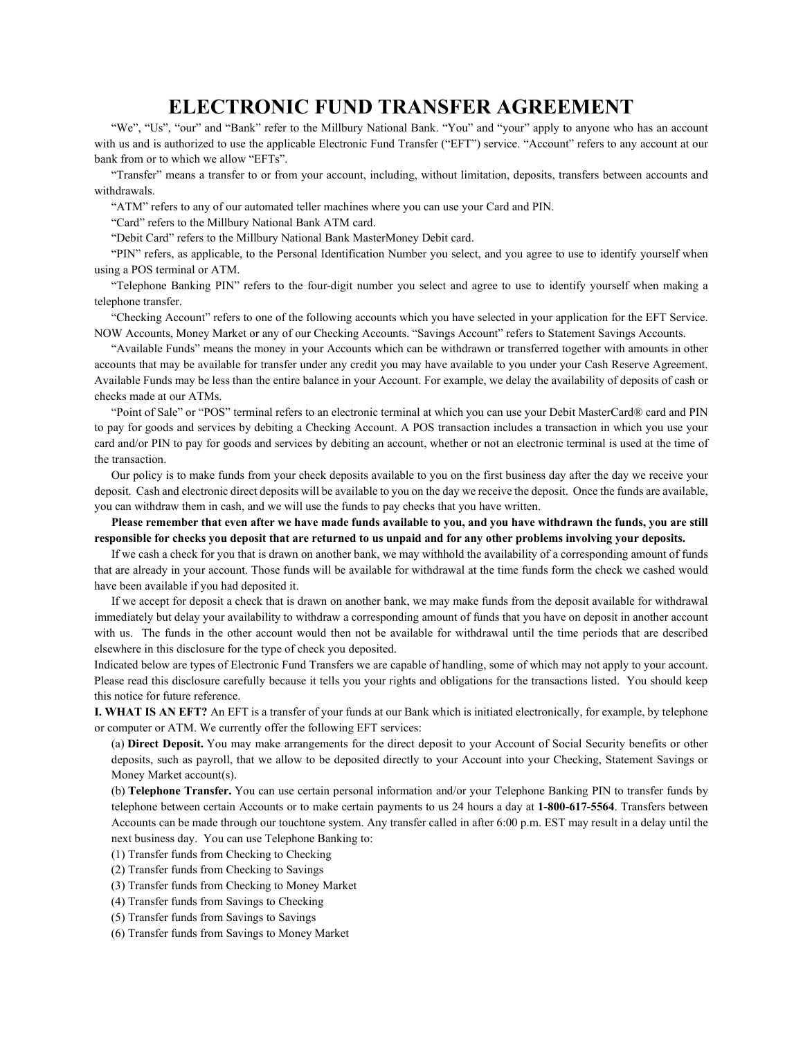# ELECTRONIC FUND TRANSFER AGREEMENT

"We", "Us", "our" and "Bank" refer to the Millbury National Bank. "You" and "your" apply to anyone who has an account with us and is authorized to use the applicable Electronic Fund Transfer ("EFT") service. "Account" refers to any account at our bank from or to which we allow "EFTs".

"Transfer" means a transfer to or from your account, including, without limitation, deposits, transfers between accounts and withdrawals.

"ATM" refers to any of our automated teller machines where you can use your Card and PIN.

"Card" refers to the Millbury National Bank ATM card.

"Debit Card" refers to the Millbury National Bank MasterMoney Debit card.

"PIN" refers, as applicable, to the Personal Identification Number you select, and you agree to use to identify yourself when using a POS terminal or ATM.

"Telephone Banking PIN" refers to the four-digit number you select and agree to use to identify yourself when making a telephone transfer.

"Checking Account" refers to one of the following accounts which you have selected in your application for the EFT Service. NOW Accounts, Money Market or any of our Checking Accounts. "Savings Account" refers to Statement Savings Accounts.

"Available Funds" means the money in your Accounts which can be withdrawn or transferred together with amounts in other accounts that may be available for transfer under any credit you may have available to you under your Cash Reserve Agreement. Available Funds may be less than the entire balance in your Account. For example, we delay the availability of deposits of cash or checks made at our ATMs.

"Point of Sale" or "POS" terminal refers to an electronic terminal at which you can use your Debit MasterCard® card and PIN to pay for goods and services by debiting a Checking Account. A POS transaction includes a transaction in which you use your card and/or PIN to pay for goods and services by debiting an account, whether or not an electronic terminal is used at the time of the transaction.

Our policy is to make funds from your check deposits available to you on the first business day after the day we receive your deposit. Cash and electronic direct deposits will be available to you on the day we receive the deposit. Once the funds are available, you can withdraw them in cash, and we will use the funds to pay checks that you have written.

**Please remember that even after we have made funds available to you, and you have withdrawn the funds, you are still responsible for checks you deposit that are returned to us unpaid and for any other problems involving your deposits.**

If we cash a check for you that is drawn on another bank, we may withhold the availability of a corresponding amount of funds that are already in your account. Those funds will be available for withdrawal at the time funds form the check we cashed would have been available if you had deposited it.

If we accept for deposit a check that is drawn on another bank, we may make funds from the deposit available for withdrawal immediately but delay your availability to withdraw a corresponding amount of funds that you have on deposit in another account with us. The funds in the other account would then not be available for withdrawal until the time periods that are described elsewhere in this disclosure for the type of check you deposited.

Indicated below are types of Electronic Fund Transfers we are capable of handling, some of which may not apply to your account. Please read this disclosure carefully because it tells you your rights and obligations for the transactions listed. You should keep this notice for future reference.

**I. WHAT IS AN EFT?** An EFT is a transfer of your funds at our Bank which is initiated electronically, for example, by telephone or computer or ATM. We currently offer the following EFT services:

(a) **Direct Deposit.** You may make arrangements for the direct deposit to your Account of Social Security benefits or other deposits, such as payroll, that we allow to be deposited directly to your Account into your Checking, Statement Savings or Money Market account(s).

(b) **Telephone Transfer.** You can use certain personal information and/or your Telephone Banking PIN to transfer funds by telephone between certain Accounts or to make certain payments to us 24 hours a day at **1-800-617-5564**. Transfers between Accounts can be made through our touchtone system. Any transfer called in after 6:00 p.m. EST may result in a delay until the next business day. You can use Telephone Banking to:

(1) Transfer funds from Checking to Checking
(2) Transfer funds from Checking to Savings
(3) Transfer funds from Checking to Money Market
(4) Transfer funds from Savings to Checking
(5) Transfer funds from Savings to Savings
(6) Transfer funds from Savings to Money Market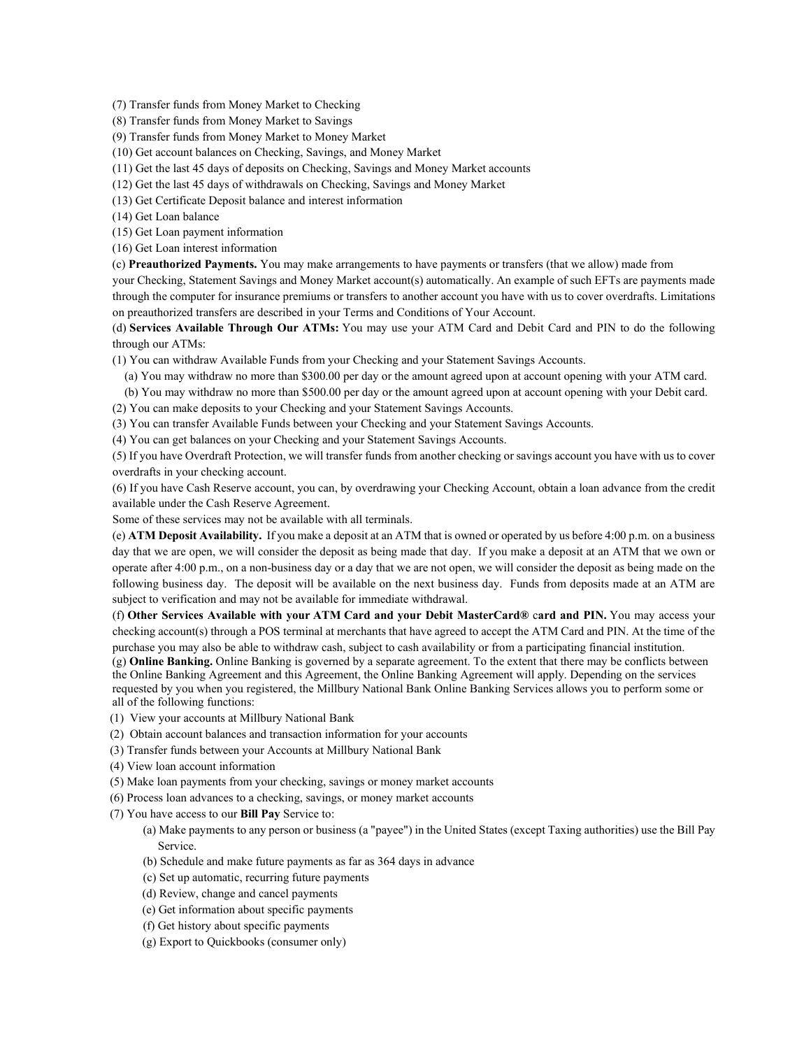(7) Transfer funds from Money Market to Checking

(8) Transfer funds from Money Market to Savings

(9) Transfer funds from Money Market to Money Market

(10) Get account balances on Checking, Savings, and Money Market

(11) Get the last 45 days of deposits on Checking, Savings and Money Market accounts

(12) Get the last 45 days of withdrawals on Checking, Savings and Money Market

(13) Get Certificate Deposit balance and interest information

(14) Get Loan balance

(15) Get Loan payment information

(16) Get Loan interest information

(c) **Preauthorized Payments.** You may make arrangements to have payments or transfers (that we allow) made from your Checking, Statement Savings and Money Market account(s) automatically. An example of such EFTs are payments made through the computer for insurance premiums or transfers to another account you have with us to cover overdrafts. Limitations on preauthorized transfers are described in your Terms and Conditions of Your Account.

(d) **Services Available Through Our ATMs:** You may use your ATM Card and Debit Card and PIN to do the following through our ATMs:

(1) You can withdraw Available Funds from your Checking and your Statement Savings Accounts.

  (a) You may withdraw no more than $300.00 per day or the amount agreed upon at account opening with your ATM card.

  (b) You may withdraw no more than $500.00 per day or the amount agreed upon at account opening with your Debit card.

(2) You can make deposits to your Checking and your Statement Savings Accounts.

(3) You can transfer Available Funds between your Checking and your Statement Savings Accounts.

(4) You can get balances on your Checking and your Statement Savings Accounts.

(5) If you have Overdraft Protection, we will transfer funds from another checking or savings account you have with us to cover overdrafts in your checking account.

(6) If you have Cash Reserve account, you can, by overdrawing your Checking Account, obtain a loan advance from the credit available under the Cash Reserve Agreement.

Some of these services may not be available with all terminals.

(e) **ATM Deposit Availability.** If you make a deposit at an ATM that is owned or operated by us before 4:00 p.m. on a business day that we are open, we will consider the deposit as being made that day. If you make a deposit at an ATM that we own or operate after 4:00 p.m., on a non-business day or a day that we are not open, we will consider the deposit as being made on the following business day. The deposit will be available on the next business day. Funds from deposits made at an ATM are subject to verification and may not be available for immediate withdrawal.

(f) **Other Services Available with your ATM Card and your Debit MasterCard® card and PIN.** You may access your checking account(s) through a POS terminal at merchants that have agreed to accept the ATM Card and PIN. At the time of the purchase you may also be able to withdraw cash, subject to cash availability or from a participating financial institution.

(g) **Online Banking.** Online Banking is governed by a separate agreement. To the extent that there may be conflicts between the Online Banking Agreement and this Agreement, the Online Banking Agreement will apply. Depending on the services requested by you when you registered, the Millbury National Bank Online Banking Services allows you to perform some or all of the following functions:

(1) View your accounts at Millbury National Bank

(2) Obtain account balances and transaction information for your accounts

(3) Transfer funds between your Accounts at Millbury National Bank

(4) View loan account information

(5) Make loan payments from your checking, savings or money market accounts

(6) Process loan advances to a checking, savings, or money market accounts

(7) You have access to our **Bill Pay** Service to:

  (a) Make payments to any person or business (a "payee") in the United States (except Taxing authorities) use the Bill Pay Service.

  (b) Schedule and make future payments as far as 364 days in advance

  (c) Set up automatic, recurring future payments

  (d) Review, change and cancel payments

  (e) Get information about specific payments

  (f) Get history about specific payments

  (g) Export to Quickbooks (consumer only)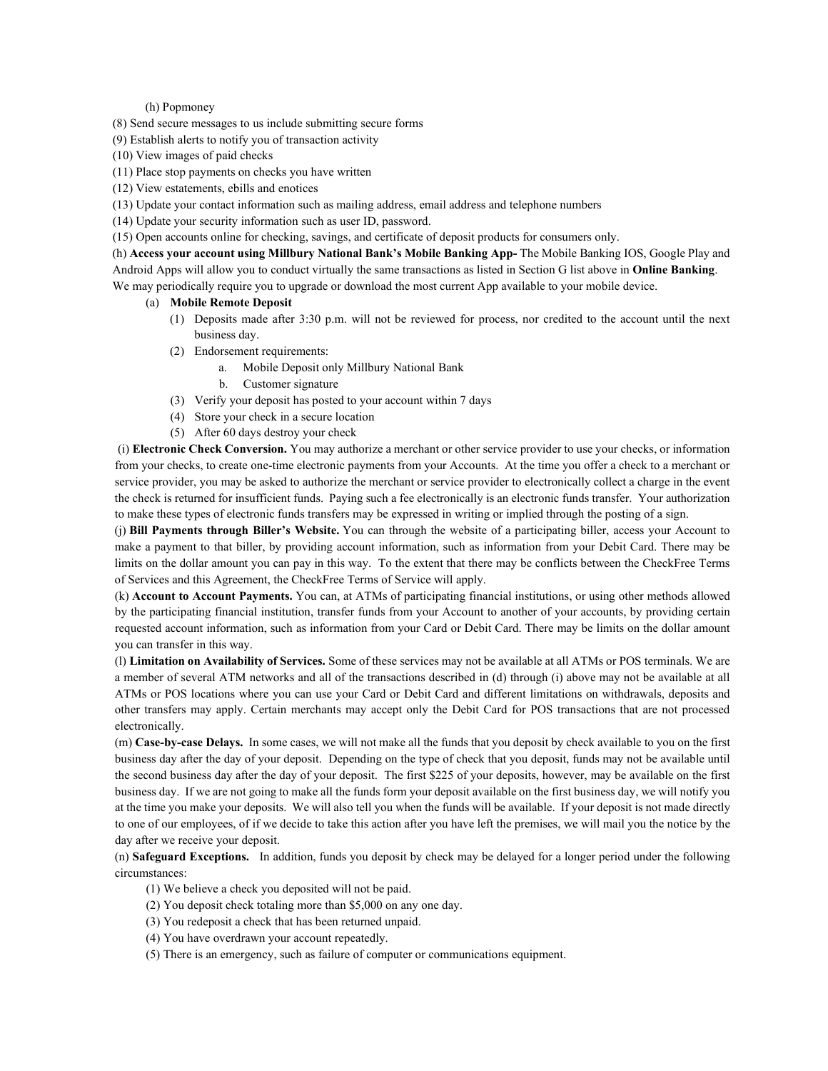(h) Popmoney

(8) Send secure messages to us include submitting secure forms

(9) Establish alerts to notify you of transaction activity

(10) View images of paid checks

(11) Place stop payments on checks you have written

(12) View estatements, ebills and enotices

(13) Update your contact information such as mailing address, email address and telephone numbers

(14) Update your security information such as user ID, password.

(15) Open accounts online for checking, savings, and certificate of deposit products for consumers only.

(h) **Access your account using Millbury National Bank's Mobile Banking App-** The Mobile Banking IOS, Google Play and Android Apps will allow you to conduct virtually the same transactions as listed in Section G list above in **Online Banking**. We may periodically require you to upgrade or download the most current App available to your mobile device.

(a) **Mobile Remote Deposit**

(1) Deposits made after 3:30 p.m. will not be reviewed for process, nor credited to the account until the next business day.

(2) Endorsement requirements:

a. Mobile Deposit only Millbury National Bank

b. Customer signature

(3) Verify your deposit has posted to your account within 7 days

(4) Store your check in a secure location

(5) After 60 days destroy your check

(i) **Electronic Check Conversion.** You may authorize a merchant or other service provider to use your checks, or information from your checks, to create one-time electronic payments from your Accounts. At the time you offer a check to a merchant or service provider, you may be asked to authorize the merchant or service provider to electronically collect a charge in the event the check is returned for insufficient funds. Paying such a fee electronically is an electronic funds transfer. Your authorization to make these types of electronic funds transfers may be expressed in writing or implied through the posting of a sign.

(j) **Bill Payments through Biller's Website.** You can through the website of a participating biller, access your Account to make a payment to that biller, by providing account information, such as information from your Debit Card. There may be limits on the dollar amount you can pay in this way. To the extent that there may be conflicts between the CheckFree Terms of Services and this Agreement, the CheckFree Terms of Service will apply.

(k) **Account to Account Payments.** You can, at ATMs of participating financial institutions, or using other methods allowed by the participating financial institution, transfer funds from your Account to another of your accounts, by providing certain requested account information, such as information from your Card or Debit Card. There may be limits on the dollar amount you can transfer in this way.

(l) **Limitation on Availability of Services.** Some of these services may not be available at all ATMs or POS terminals. We are a member of several ATM networks and all of the transactions described in (d) through (i) above may not be available at all ATMs or POS locations where you can use your Card or Debit Card and different limitations on withdrawals, deposits and other transfers may apply. Certain merchants may accept only the Debit Card for POS transactions that are not processed electronically.

(m) **Case-by-case Delays.** In some cases, we will not make all the funds that you deposit by check available to you on the first business day after the day of your deposit. Depending on the type of check that you deposit, funds may not be available until the second business day after the day of your deposit. The first $225 of your deposits, however, may be available on the first business day. If we are not going to make all the funds form your deposit available on the first business day, we will notify you at the time you make your deposits. We will also tell you when the funds will be available. If your deposit is not made directly to one of our employees, of if we decide to take this action after you have left the premises, we will mail you the notice by the day after we receive your deposit.

(n) **Safeguard Exceptions.** In addition, funds you deposit by check may be delayed for a longer period under the following circumstances:

(1) We believe a check you deposited will not be paid.

(2) You deposit check totaling more than $5,000 on any one day.

(3) You redeposit a check that has been returned unpaid.

(4) You have overdrawn your account repeatedly.

(5) There is an emergency, such as failure of computer or communications equipment.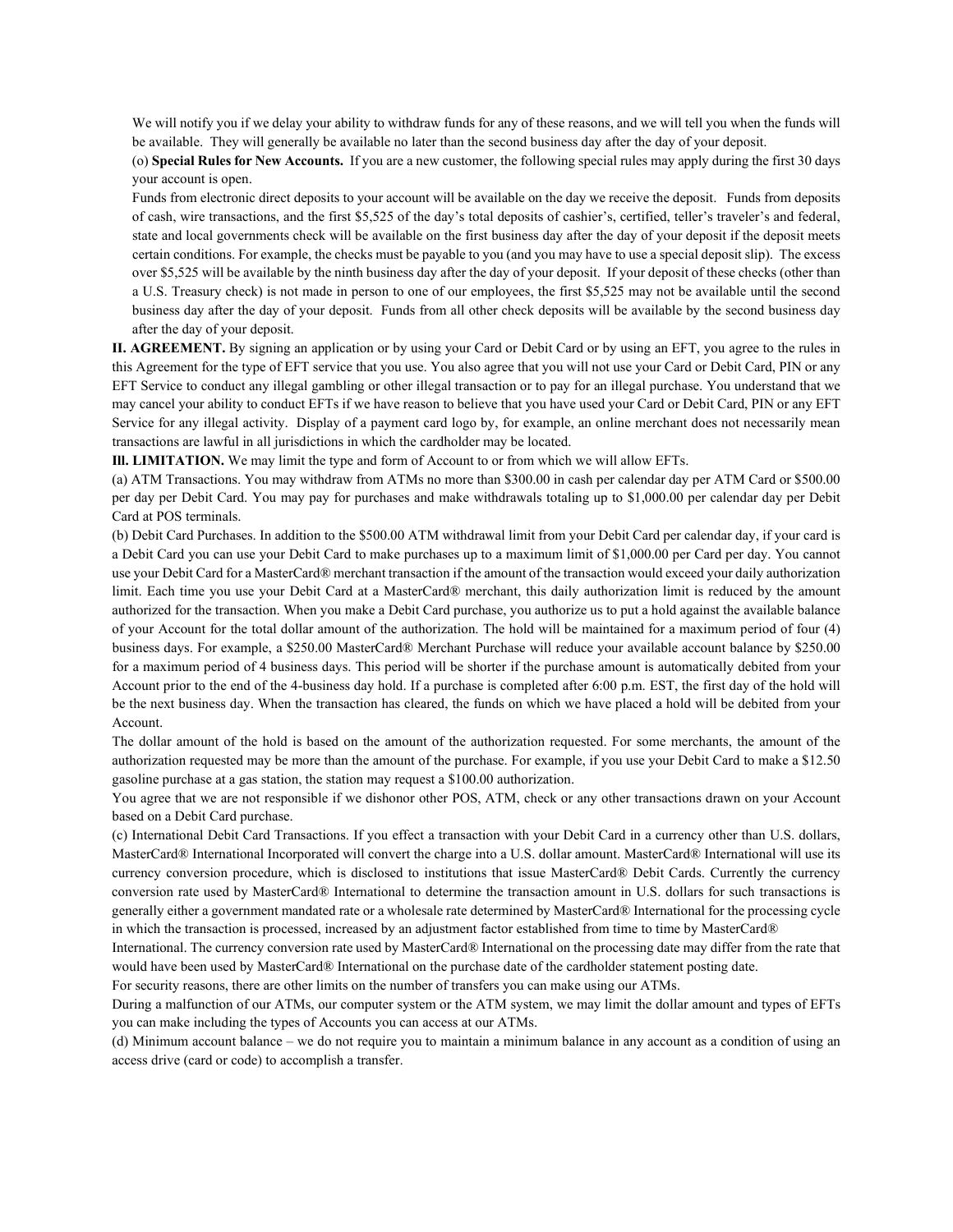We will notify you if we delay your ability to withdraw funds for any of these reasons, and we will tell you when the funds will be available. They will generally be available no later than the second business day after the day of your deposit.

(o) **Special Rules for New Accounts.** If you are a new customer, the following special rules may apply during the first 30 days your account is open.

Funds from electronic direct deposits to your account will be available on the day we receive the deposit. Funds from deposits of cash, wire transactions, and the first $5,525 of the day's total deposits of cashier's, certified, teller's traveler's and federal, state and local governments check will be available on the first business day after the day of your deposit if the deposit meets certain conditions. For example, the checks must be payable to you (and you may have to use a special deposit slip). The excess over $5,525 will be available by the ninth business day after the day of your deposit. If your deposit of these checks (other than a U.S. Treasury check) is not made in person to one of our employees, the first $5,525 may not be available until the second business day after the day of your deposit. Funds from all other check deposits will be available by the second business day after the day of your deposit.

**II. AGREEMENT.** By signing an application or by using your Card or Debit Card or by using an EFT, you agree to the rules in this Agreement for the type of EFT service that you use. You also agree that you will not use your Card or Debit Card, PIN or any EFT Service to conduct any illegal gambling or other illegal transaction or to pay for an illegal purchase. You understand that we may cancel your ability to conduct EFTs if we have reason to believe that you have used your Card or Debit Card, PIN or any EFT Service for any illegal activity. Display of a payment card logo by, for example, an online merchant does not necessarily mean transactions are lawful in all jurisdictions in which the cardholder may be located.

**Ill. LIMITATION.** We may limit the type and form of Account to or from which we will allow EFTs.

(a) ATM Transactions. You may withdraw from ATMs no more than $300.00 in cash per calendar day per ATM Card or $500.00 per day per Debit Card. You may pay for purchases and make withdrawals totaling up to $1,000.00 per calendar day per Debit Card at POS terminals.

(b) Debit Card Purchases. In addition to the $500.00 ATM withdrawal limit from your Debit Card per calendar day, if your card is a Debit Card you can use your Debit Card to make purchases up to a maximum limit of $1,000.00 per Card per day. You cannot use your Debit Card for a MasterCard® merchant transaction if the amount of the transaction would exceed your daily authorization limit. Each time you use your Debit Card at a MasterCard® merchant, this daily authorization limit is reduced by the amount authorized for the transaction. When you make a Debit Card purchase, you authorize us to put a hold against the available balance of your Account for the total dollar amount of the authorization. The hold will be maintained for a maximum period of four (4) business days. For example, a $250.00 MasterCard® Merchant Purchase will reduce your available account balance by $250.00 for a maximum period of 4 business days. This period will be shorter if the purchase amount is automatically debited from your Account prior to the end of the 4-business day hold. If a purchase is completed after 6:00 p.m. EST, the first day of the hold will be the next business day. When the transaction has cleared, the funds on which we have placed a hold will be debited from your Account.

The dollar amount of the hold is based on the amount of the authorization requested. For some merchants, the amount of the authorization requested may be more than the amount of the purchase. For example, if you use your Debit Card to make a $12.50 gasoline purchase at a gas station, the station may request a $100.00 authorization.

You agree that we are not responsible if we dishonor other POS, ATM, check or any other transactions drawn on your Account based on a Debit Card purchase.

(c) International Debit Card Transactions. If you effect a transaction with your Debit Card in a currency other than U.S. dollars, MasterCard® International Incorporated will convert the charge into a U.S. dollar amount. MasterCard® International will use its currency conversion procedure, which is disclosed to institutions that issue MasterCard® Debit Cards. Currently the currency conversion rate used by MasterCard® International to determine the transaction amount in U.S. dollars for such transactions is generally either a government mandated rate or a wholesale rate determined by MasterCard® International for the processing cycle in which the transaction is processed, increased by an adjustment factor established from time to time by MasterCard® International. The currency conversion rate used by MasterCard® International on the processing date may differ from the rate that would have been used by MasterCard® International on the purchase date of the cardholder statement posting date.

For security reasons, there are other limits on the number of transfers you can make using our ATMs.

During a malfunction of our ATMs, our computer system or the ATM system, we may limit the dollar amount and types of EFTs you can make including the types of Accounts you can access at our ATMs.

(d) Minimum account balance – we do not require you to maintain a minimum balance in any account as a condition of using an access drive (card or code) to accomplish a transfer.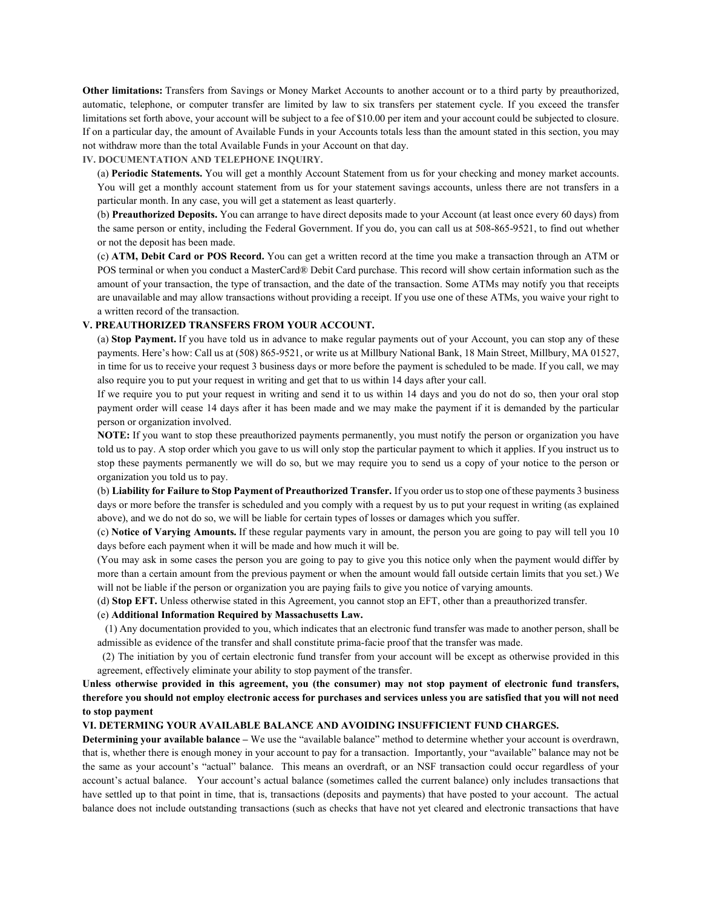**Other limitations:** Transfers from Savings or Money Market Accounts to another account or to a third party by preauthorized, automatic, telephone, or computer transfer are limited by law to six transfers per statement cycle. If you exceed the transfer limitations set forth above, your account will be subject to a fee of $10.00 per item and your account could be subjected to closure. If on a particular day, the amount of Available Funds in your Accounts totals less than the amount stated in this section, you may not withdraw more than the total Available Funds in your Account on that day.

**IV. DOCUMENTATION AND TELEPHONE INQUIRY.**

(a) **Periodic Statements.** You will get a monthly Account Statement from us for your checking and money market accounts. You will get a monthly account statement from us for your statement savings accounts, unless there are not transfers in a particular month. In any case, you will get a statement as least quarterly.

(b) **Preauthorized Deposits.** You can arrange to have direct deposits made to your Account (at least once every 60 days) from the same person or entity, including the Federal Government. If you do, you can call us at 508-865-9521, to find out whether or not the deposit has been made.

(c) **ATM, Debit Card or POS Record.** You can get a written record at the time you make a transaction through an ATM or POS terminal or when you conduct a MasterCard® Debit Card purchase. This record will show certain information such as the amount of your transaction, the type of transaction, and the date of the transaction. Some ATMs may notify you that receipts are unavailable and may allow transactions without providing a receipt. If you use one of these ATMs, you waive your right to a written record of the transaction.

**V. PREAUTHORIZED TRANSFERS FROM YOUR ACCOUNT.**

(a) **Stop Payment.** If you have told us in advance to make regular payments out of your Account, you can stop any of these payments. Here's how: Call us at (508) 865-9521, or write us at Millbury National Bank, 18 Main Street, Millbury, MA 01527, in time for us to receive your request 3 business days or more before the payment is scheduled to be made. If you call, we may also require you to put your request in writing and get that to us within 14 days after your call.

If we require you to put your request in writing and send it to us within 14 days and you do not do so, then your oral stop payment order will cease 14 days after it has been made and we may make the payment if it is demanded by the particular person or organization involved.

**NOTE:** If you want to stop these preauthorized payments permanently, you must notify the person or organization you have told us to pay. A stop order which you gave to us will only stop the particular payment to which it applies. If you instruct us to stop these payments permanently we will do so, but we may require you to send us a copy of your notice to the person or organization you told us to pay.

(b) **Liability for Failure to Stop Payment of Preauthorized Transfer.** If you order us to stop one of these payments 3 business days or more before the transfer is scheduled and you comply with a request by us to put your request in writing (as explained above), and we do not do so, we will be liable for certain types of losses or damages which you suffer.

(c) **Notice of Varying Amounts.** If these regular payments vary in amount, the person you are going to pay will tell you 10 days before each payment when it will be made and how much it will be.

(You may ask in some cases the person you are going to pay to give you this notice only when the payment would differ by more than a certain amount from the previous payment or when the amount would fall outside certain limits that you set.) We will not be liable if the person or organization you are paying fails to give you notice of varying amounts.

(d) **Stop EFT.** Unless otherwise stated in this Agreement, you cannot stop an EFT, other than a preauthorized transfer.

(e) **Additional Information Required by Massachusetts Law.**

(1) Any documentation provided to you, which indicates that an electronic fund transfer was made to another person, shall be admissible as evidence of the transfer and shall constitute prima-facie proof that the transfer was made.

(2) The initiation by you of certain electronic fund transfer from your account will be except as otherwise provided in this agreement, effectively eliminate your ability to stop payment of the transfer.

**Unless otherwise provided in this agreement, you (the consumer) may not stop payment of electronic fund transfers, therefore you should not employ electronic access for purchases and services unless you are satisfied that you will not need to stop payment**

**VI. DETERMING YOUR AVAILABLE BALANCE AND AVOIDING INSUFFICIENT FUND CHARGES.**

**Determining your available balance –** We use the "available balance" method to determine whether your account is overdrawn, that is, whether there is enough money in your account to pay for a transaction. Importantly, your "available" balance may not be the same as your account's "actual" balance. This means an overdraft, or an NSF transaction could occur regardless of your account's actual balance. Your account's actual balance (sometimes called the current balance) only includes transactions that have settled up to that point in time, that is, transactions (deposits and payments) that have posted to your account. The actual balance does not include outstanding transactions (such as checks that have not yet cleared and electronic transactions that have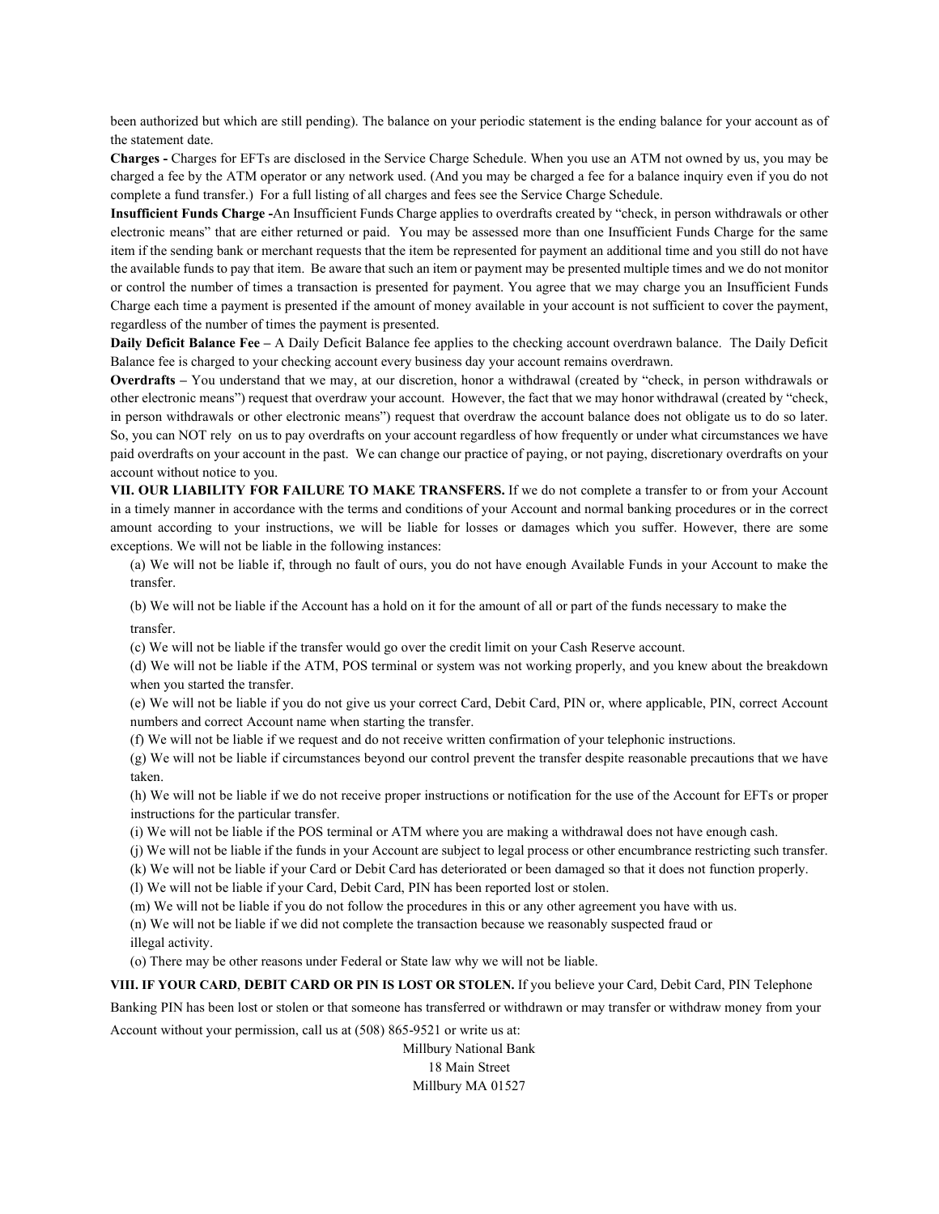been authorized but which are still pending). The balance on your periodic statement is the ending balance for your account as of the statement date.

**Charges -** Charges for EFTs are disclosed in the Service Charge Schedule. When you use an ATM not owned by us, you may be charged a fee by the ATM operator or any network used. (And you may be charged a fee for a balance inquiry even if you do not complete a fund transfer.) For a full listing of all charges and fees see the Service Charge Schedule.

**Insufficient Funds Charge -**An Insufficient Funds Charge applies to overdrafts created by "check, in person withdrawals or other electronic means" that are either returned or paid. You may be assessed more than one Insufficient Funds Charge for the same item if the sending bank or merchant requests that the item be represented for payment an additional time and you still do not have the available funds to pay that item. Be aware that such an item or payment may be presented multiple times and we do not monitor or control the number of times a transaction is presented for payment. You agree that we may charge you an Insufficient Funds Charge each time a payment is presented if the amount of money available in your account is not sufficient to cover the payment, regardless of the number of times the payment is presented.

**Daily Deficit Balance Fee –** A Daily Deficit Balance fee applies to the checking account overdrawn balance. The Daily Deficit Balance fee is charged to your checking account every business day your account remains overdrawn.

**Overdrafts –** You understand that we may, at our discretion, honor a withdrawal (created by "check, in person withdrawals or other electronic means") request that overdraw your account. However, the fact that we may honor withdrawal (created by "check, in person withdrawals or other electronic means") request that overdraw the account balance does not obligate us to do so later. So, you can NOT rely on us to pay overdrafts on your account regardless of how frequently or under what circumstances we have paid overdrafts on your account in the past. We can change our practice of paying, or not paying, discretionary overdrafts on your account without notice to you.

**VII. OUR LIABILITY FOR FAILURE TO MAKE TRANSFERS.** If we do not complete a transfer to or from your Account in a timely manner in accordance with the terms and conditions of your Account and normal banking procedures or in the correct amount according to your instructions, we will be liable for losses or damages which you suffer. However, there are some exceptions. We will not be liable in the following instances:

(a) We will not be liable if, through no fault of ours, you do not have enough Available Funds in your Account to make the transfer.

(b) We will not be liable if the Account has a hold on it for the amount of all or part of the funds necessary to make the transfer.

(c) We will not be liable if the transfer would go over the credit limit on your Cash Reserve account.

(d) We will not be liable if the ATM, POS terminal or system was not working properly, and you knew about the breakdown when you started the transfer.

(e) We will not be liable if you do not give us your correct Card, Debit Card, PIN or, where applicable, PIN, correct Account numbers and correct Account name when starting the transfer.

(f) We will not be liable if we request and do not receive written confirmation of your telephonic instructions.

(g) We will not be liable if circumstances beyond our control prevent the transfer despite reasonable precautions that we have taken.

(h) We will not be liable if we do not receive proper instructions or notification for the use of the Account for EFTs or proper instructions for the particular transfer.

(i) We will not be liable if the POS terminal or ATM where you are making a withdrawal does not have enough cash.

(j) We will not be liable if the funds in your Account are subject to legal process or other encumbrance restricting such transfer.

(k) We will not be liable if your Card or Debit Card has deteriorated or been damaged so that it does not function properly.

(l) We will not be liable if your Card, Debit Card, PIN has been reported lost or stolen.

(m) We will not be liable if you do not follow the procedures in this or any other agreement you have with us.

(n) We will not be liable if we did not complete the transaction because we reasonably suspected fraud or illegal activity.

(o) There may be other reasons under Federal or State law why we will not be liable.

**VIII. IF YOUR CARD**, **DEBIT CARD OR PIN IS LOST OR STOLEN.** If you believe your Card, Debit Card, PIN Telephone Banking PIN has been lost or stolen or that someone has transferred or withdrawn or may transfer or withdraw money from your Account without your permission, call us at (508) 865-9521 or write us at:

Millbury National Bank
18 Main Street
Millbury MA 01527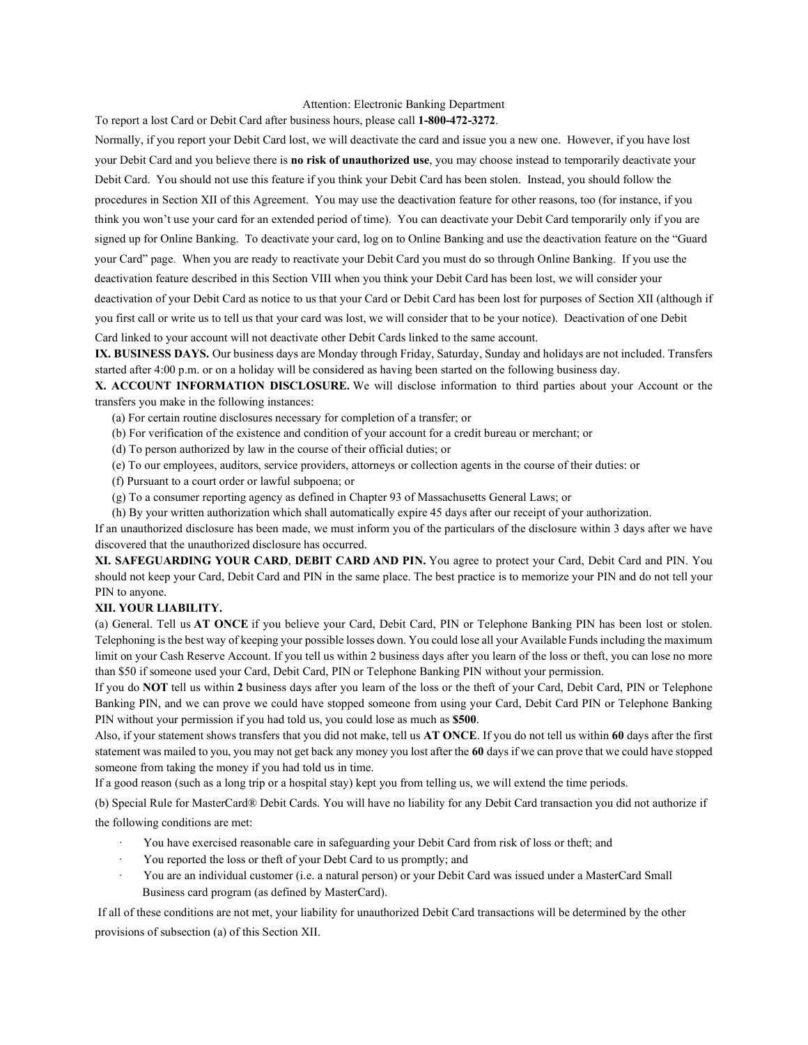Attention: Electronic Banking Department

To report a lost Card or Debit Card after business hours, please call **1-800-472-3272**.

Normally, if you report your Debit Card lost, we will deactivate the card and issue you a new one. However, if you have lost your Debit Card and you believe there is **no risk of unauthorized use**, you may choose instead to temporarily deactivate your Debit Card. You should not use this feature if you think your Debit Card has been stolen. Instead, you should follow the procedures in Section XII of this Agreement. You may use the deactivation feature for other reasons, too (for instance, if you think you won't use your card for an extended period of time). You can deactivate your Debit Card temporarily only if you are signed up for Online Banking. To deactivate your card, log on to Online Banking and use the deactivation feature on the "Guard your Card" page. When you are ready to reactivate your Debit Card you must do so through Online Banking. If you use the deactivation feature described in this Section VIII when you think your Debit Card has been lost, we will consider your deactivation of your Debit Card as notice to us that your Card or Debit Card has been lost for purposes of Section XII (although if you first call or write us to tell us that your card was lost, we will consider that to be your notice). Deactivation of one Debit Card linked to your account will not deactivate other Debit Cards linked to the same account.

**IX. BUSINESS DAYS.** Our business days are Monday through Friday, Saturday, Sunday and holidays are not included. Transfers started after 4:00 p.m. or on a holiday will be considered as having been started on the following business day.

**X. ACCOUNT INFORMATION DISCLOSURE.** We will disclose information to third parties about your Account or the transfers you make in the following instances:

(a) For certain routine disclosures necessary for completion of a transfer; or

(b) For verification of the existence and condition of your account for a credit bureau or merchant; or

(d) To person authorized by law in the course of their official duties; or

(e) To our employees, auditors, service providers, attorneys or collection agents in the course of their duties: or

(f) Pursuant to a court order or lawful subpoena; or

(g) To a consumer reporting agency as defined in Chapter 93 of Massachusetts General Laws; or

(h) By your written authorization which shall automatically expire 45 days after our receipt of your authorization.

If an unauthorized disclosure has been made, we must inform you of the particulars of the disclosure within 3 days after we have discovered that the unauthorized disclosure has occurred.

**XI. SAFEGUARDING YOUR CARD, DEBIT CARD AND PIN.** You agree to protect your Card, Debit Card and PIN. You should not keep your Card, Debit Card and PIN in the same place. The best practice is to memorize your PIN and do not tell your PIN to anyone.

**XII. YOUR LIABILITY.**

(a) General. Tell us **AT ONCE** if you believe your Card, Debit Card, PIN or Telephone Banking PIN has been lost or stolen. Telephoning is the best way of keeping your possible losses down. You could lose all your Available Funds including the maximum limit on your Cash Reserve Account. If you tell us within 2 business days after you learn of the loss or theft, you can lose no more than $50 if someone used your Card, Debit Card, PIN or Telephone Banking PIN without your permission.

If you do **NOT** tell us within **2** business days after you learn of the loss or the theft of your Card, Debit Card, PIN or Telephone Banking PIN, and we can prove we could have stopped someone from using your Card, Debit Card PIN or Telephone Banking PIN without your permission if you had told us, you could lose as much as **$500**.

Also, if your statement shows transfers that you did not make, tell us **AT ONCE**. If you do not tell us within **60** days after the first statement was mailed to you, you may not get back any money you lost after the **60** days if we can prove that we could have stopped someone from taking the money if you had told us in time.

If a good reason (such as a long trip or a hospital stay) kept you from telling us, we will extend the time periods.

(b) Special Rule for MasterCard® Debit Cards. You will have no liability for any Debit Card transaction you did not authorize if the following conditions are met:

- You have exercised reasonable care in safeguarding your Debit Card from risk of loss or theft; and
- You reported the loss or theft of your Debt Card to us promptly; and
- You are an individual customer (i.e. a natural person) or your Debit Card was issued under a MasterCard Small Business card program (as defined by MasterCard).

If all of these conditions are not met, your liability for unauthorized Debit Card transactions will be determined by the other provisions of subsection (a) of this Section XII.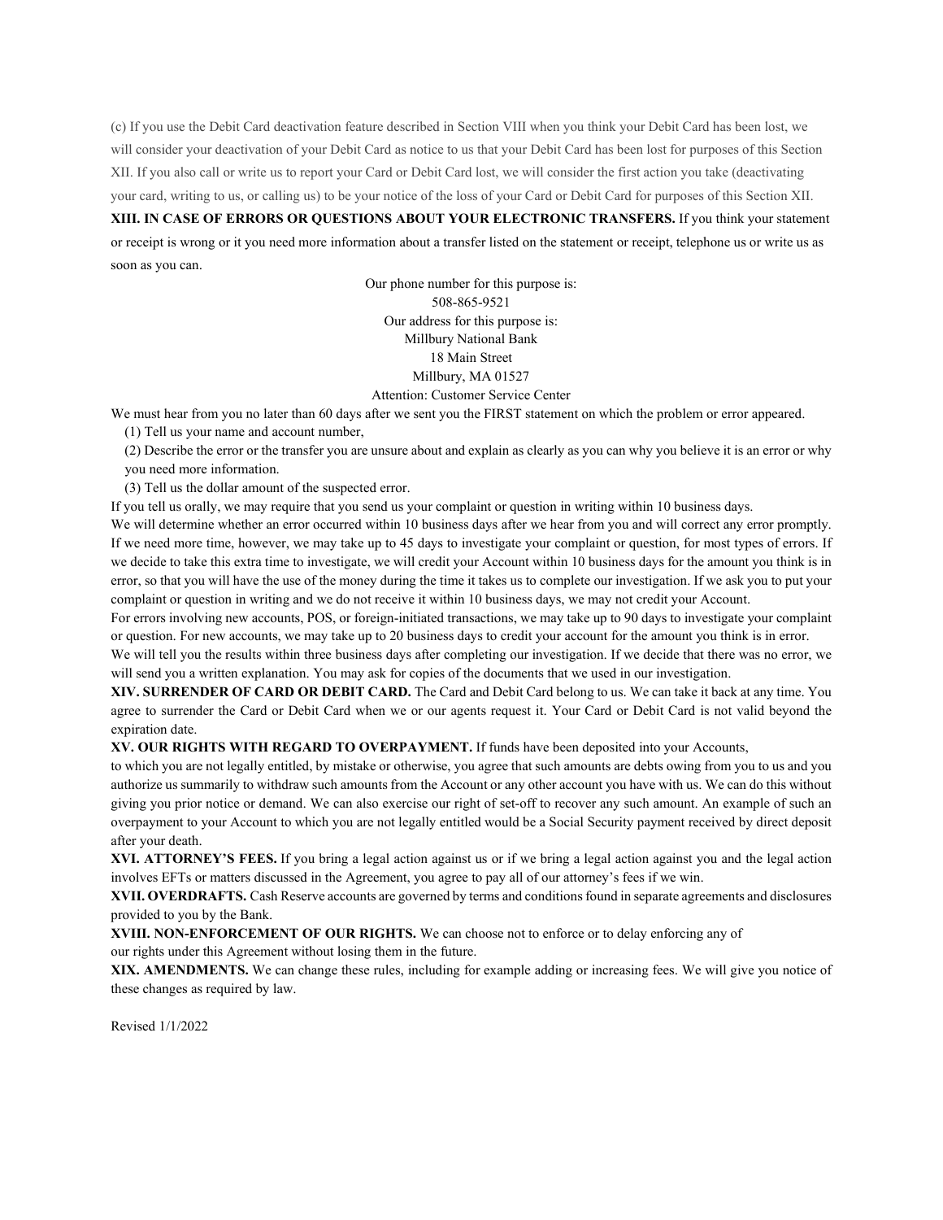(c) If you use the Debit Card deactivation feature described in Section VIII when you think your Debit Card has been lost, we will consider your deactivation of your Debit Card as notice to us that your Debit Card has been lost for purposes of this Section XII. If you also call or write us to report your Card or Debit Card lost, we will consider the first action you take (deactivating your card, writing to us, or calling us) to be your notice of the loss of your Card or Debit Card for purposes of this Section XII.

**XIII. IN CASE OF ERRORS OR QUESTIONS ABOUT YOUR ELECTRONIC TRANSFERS.** If you think your statement or receipt is wrong or it you need more information about a transfer listed on the statement or receipt, telephone us or write us as soon as you can.

Our phone number for this purpose is:
508-865-9521
Our address for this purpose is:
Millbury National Bank
18 Main Street
Millbury, MA 01527
Attention: Customer Service Center

We must hear from you no later than 60 days after we sent you the FIRST statement on which the problem or error appeared.

(1) Tell us your name and account number,

(2) Describe the error or the transfer you are unsure about and explain as clearly as you can why you believe it is an error or why you need more information.

(3) Tell us the dollar amount of the suspected error.

If you tell us orally, we may require that you send us your complaint or question in writing within 10 business days.

We will determine whether an error occurred within 10 business days after we hear from you and will correct any error promptly. If we need more time, however, we may take up to 45 days to investigate your complaint or question, for most types of errors. If we decide to take this extra time to investigate, we will credit your Account within 10 business days for the amount you think is in error, so that you will have the use of the money during the time it takes us to complete our investigation. If we ask you to put your complaint or question in writing and we do not receive it within 10 business days, we may not credit your Account.

For errors involving new accounts, POS, or foreign-initiated transactions, we may take up to 90 days to investigate your complaint or question. For new accounts, we may take up to 20 business days to credit your account for the amount you think is in error.

We will tell you the results within three business days after completing our investigation. If we decide that there was no error, we will send you a written explanation. You may ask for copies of the documents that we used in our investigation.

**XIV. SURRENDER OF CARD OR DEBIT CARD.** The Card and Debit Card belong to us. We can take it back at any time. You agree to surrender the Card or Debit Card when we or our agents request it. Your Card or Debit Card is not valid beyond the expiration date.

**XV. OUR RIGHTS WITH REGARD TO OVERPAYMENT.** If funds have been deposited into your Accounts, to which you are not legally entitled, by mistake or otherwise, you agree that such amounts are debts owing from you to us and you authorize us summarily to withdraw such amounts from the Account or any other account you have with us. We can do this without giving you prior notice or demand. We can also exercise our right of set-off to recover any such amount. An example of such an overpayment to your Account to which you are not legally entitled would be a Social Security payment received by direct deposit after your death.

**XVI. ATTORNEY'S FEES.** If you bring a legal action against us or if we bring a legal action against you and the legal action involves EFTs or matters discussed in the Agreement, you agree to pay all of our attorney's fees if we win.

**XVII. OVERDRAFTS.** Cash Reserve accounts are governed by terms and conditions found in separate agreements and disclosures provided to you by the Bank.

**XVIII. NON-ENFORCEMENT OF OUR RIGHTS.** We can choose not to enforce or to delay enforcing any of our rights under this Agreement without losing them in the future.

**XIX. AMENDMENTS.** We can change these rules, including for example adding or increasing fees. We will give you notice of these changes as required by law.

Revised 1/1/2022